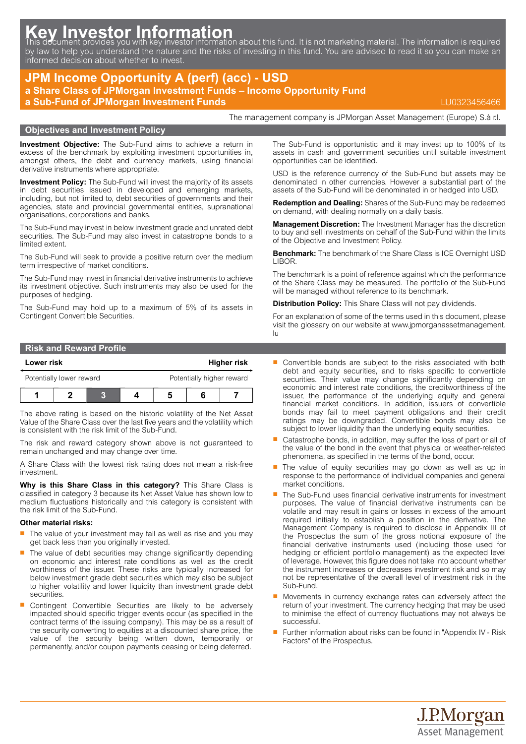# Key Investor Information

This document provides you with key investor information about this fund. It is not marketing material. The information is required by law to help you understand the nature and the risks of investing in this fund. You are advised to read it so you can make an informed decision about whether to invest.

## JPM Income Opportunity A (perf) (acc) - USD

**a Share Class of JPMorgan Investment Funds – Income Opportunity Fund**
**a Sub-Fund of JPMorgan Investment Funds**

LU0323456466

The management company is JPMorgan Asset Management (Europe) S.à r.l.

## Objectives and Investment Policy

**Investment Objective:** The Sub-Fund aims to achieve a return in excess of the benchmark by exploiting investment opportunities in, amongst others, the debt and currency markets, using financial derivative instruments where appropriate.

**Investment Policy:** The Sub-Fund will invest the majority of its assets in debt securities issued in developed and emerging markets, including, but not limited to, debt securities of governments and their agencies, state and provincial governmental entities, supranational organisations, corporations and banks.

The Sub-Fund may invest in below investment grade and unrated debt securities. The Sub-Fund may also invest in catastrophe bonds to a limited extent.

The Sub-Fund will seek to provide a positive return over the medium term irrespective of market conditions.

The Sub-Fund may invest in financial derivative instruments to achieve its investment objective. Such instruments may also be used for the purposes of hedging.

The Sub-Fund may hold up to a maximum of 5% of its assets in Contingent Convertible Securities.

The Sub-Fund is opportunistic and it may invest up to 100% of its assets in cash and government securities until suitable investment opportunities can be identified.

USD is the reference currency of the Sub-Fund but assets may be denominated in other currencies. However a substantial part of the assets of the Sub-Fund will be denominated in or hedged into USD.

**Redemption and Dealing:** Shares of the Sub-Fund may be redeemed on demand, with dealing normally on a daily basis.

**Management Discretion:** The Investment Manager has the discretion to buy and sell investments on behalf of the Sub-Fund within the limits of the Objective and Investment Policy.

**Benchmark:** The benchmark of the Share Class is ICE Overnight USD LIBOR.

The benchmark is a point of reference against which the performance of the Share Class may be measured. The portfolio of the Sub-Fund will be managed without reference to its benchmark.

**Distribution Policy:** This Share Class will not pay dividends.

For an explanation of some of the terms used in this document, please visit the glossary on our website at www.jpmorganassetmanagement.lu

## Risk and Reward Profile

| Lower risk | | | | | | Higher risk |
|---|---|---|---|---|---|---|
| Potentially lower reward | | | | | | Potentially higher reward |
| 1 | 2 | **3** | 4 | 5 | 6 | 7 |

The above rating is based on the historic volatility of the Net Asset Value of the Share Class over the last five years and the volatility which is consistent with the risk limit of the Sub-Fund.

The risk and reward category shown above is not guaranteed to remain unchanged and may change over time.

A Share Class with the lowest risk rating does not mean a risk-free investment.

**Why is this Share Class in this category?** This Share Class is classified in category 3 because its Net Asset Value has shown low to medium fluctuations historically and this category is consistent with the risk limit of the Sub-Fund.

**Other material risks:**

- The value of your investment may fall as well as rise and you may get back less than you originally invested.
- The value of debt securities may change significantly depending on economic and interest rate conditions as well as the credit worthiness of the issuer. These risks are typically increased for below investment grade debt securities which may also be subject to higher volatility and lower liquidity than investment grade debt securities.
- Contingent Convertible Securities are likely to be adversely impacted should specific trigger events occur (as specified in the contract terms of the issuing company). This may be as a result of the security converting to equities at a discounted share price, the value of the security being written down, temporarily or permanently, and/or coupon payments ceasing or being deferred.
- Convertible bonds are subject to the risks associated with both debt and equity securities, and to risks specific to convertible securities. Their value may change significantly depending on economic and interest rate conditions, the creditworthiness of the issuer, the performance of the underlying equity and general financial market conditions. In addition, issuers of convertible bonds may fail to meet payment obligations and their credit ratings may be downgraded. Convertible bonds may also be subject to lower liquidity than the underlying equity securities.
- Catastrophe bonds, in addition, may suffer the loss of part or all of the value of the bond in the event that physical or weather-related phenomena, as specified in the terms of the bond, occur.
- The value of equity securities may go down as well as up in response to the performance of individual companies and general market conditions.
- The Sub-Fund uses financial derivative instruments for investment purposes. The value of financial derivative instruments can be volatile and may result in gains or losses in excess of the amount required initially to establish a position in the derivative. The Management Company is required to disclose in Appendix III of the Prospectus the sum of the gross notional exposure of the financial derivative instruments used (including those used for hedging or efficient portfolio management) as the expected level of leverage. However, this figure does not take into account whether the instrument increases or decreases investment risk and so may not be representative of the overall level of investment risk in the Sub-Fund.
- Movements in currency exchange rates can adversely affect the return of your investment. The currency hedging that may be used to minimise the effect of currency fluctuations may not always be successful.
- Further information about risks can be found in "Appendix IV - Risk Factors" of the Prospectus.

J.P.Morgan Asset Management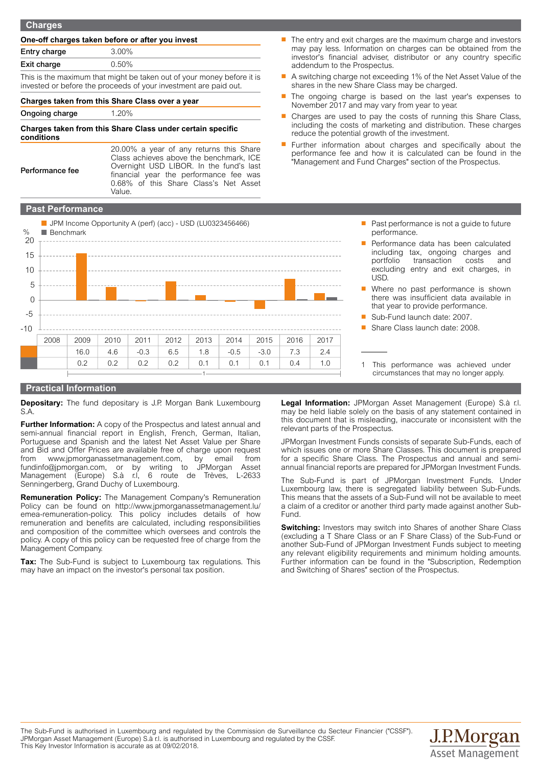## Charges

### One-off charges taken before or after you invest

| | |
|---|---|
| Entry charge | 3.00% |
| Exit charge | 0.50% |

This is the maximum that might be taken out of your money before it is invested or before the proceeds of your investment are paid out.

### Charges taken from this Share Class over a year

| | |
|---|---|
| Ongoing charge | 1.20% |

### Charges taken from this Share Class under certain specific conditions

| | |
|---|---|
| Performance fee | 20.00% a year of any returns this Share Class achieves above the benchmark, ICE Overnight USD LIBOR. In the fund's last financial year the performance fee was 0.68% of this Share Class's Net Asset Value. |

- The entry and exit charges are the maximum charge and investors may pay less. Information on charges can be obtained from the investor's financial adviser, distributor or any country specific addendum to the Prospectus.
- A switching charge not exceeding 1% of the Net Asset Value of the shares in the new Share Class may be charged.
- The ongoing charge is based on the last year's expenses to November 2017 and may vary from year to year.
- Charges are used to pay the costs of running this Share Class, including the costs of marketing and distribution. These charges reduce the potential growth of the investment.
- Further information about charges and specifically about the performance fee and how it is calculated can be found in the "Management and Fund Charges" section of the Prospectus.

## Past Performance

JPM Income Opportunity A (perf) (acc) - USD (LU0323456466)

Benchmark

%

20

15

10

5

0

-5

-10

| | 2008 | 2009 | 2010 | 2011 | 2012 | 2013 | 2014 | 2015 | 2016 | 2017 |
|---|---|---|---|---|---|---|---|---|---|---|
| JPM Income Opportunity A (perf) (acc) - USD | | 16.0 | 4.6 | -0.3 | 6.5 | 1.8 | -0.5 | -3.0 | 7.3 | 2.4 |
| Benchmark | | 0.2 | 0.2 | 0.2 | 0.2 | 0.1 | 0.1 | 0.1 | 0.4 | 1.0 |

1

- Past performance is not a guide to future performance.
- Performance data has been calculated including tax, ongoing charges and portfolio transaction costs and excluding entry and exit charges, in USD.
- Where no past performance is shown there was insufficient data available in that year to provide performance.
- Sub-Fund launch date: 2007.
- Share Class launch date: 2008.

1 This performance was achieved under circumstances that may no longer apply.

## Practical Information

**Depositary:** The fund depositary is J.P. Morgan Bank Luxembourg S.A.

**Further Information:** A copy of the Prospectus and latest annual and semi-annual financial report in English, French, German, Italian, Portuguese and Spanish and the latest Net Asset Value per Share and Bid and Offer Prices are available free of charge upon request from www.jpmorganassetmanagement.com, by email from fundinfo@jpmorgan.com, or by writing to JPMorgan Asset Management (Europe) S.à r.l, 6 route de Trèves, L-2633 Senningerberg, Grand Duchy of Luxembourg.

**Remuneration Policy:** The Management Company's Remuneration Policy can be found on http://www.jpmorganassetmanagement.lu/emea-remuneration-policy. This policy includes details of how remuneration and benefits are calculated, including responsibilities and composition of the committee which oversees and controls the policy. A copy of this policy can be requested free of charge from the Management Company.

**Tax:** The Sub-Fund is subject to Luxembourg tax regulations. This may have an impact on the investor's personal tax position.

**Legal Information:** JPMorgan Asset Management (Europe) S.à r.l. may be held liable solely on the basis of any statement contained in this document that is misleading, inaccurate or inconsistent with the relevant parts of the Prospectus.

JPMorgan Investment Funds consists of separate Sub-Funds, each of which issues one or more Share Classes. This document is prepared for a specific Share Class. The Prospectus and annual and semi-annual financial reports are prepared for JPMorgan Investment Funds.

The Sub-Fund is part of JPMorgan Investment Funds. Under Luxembourg law, there is segregated liability between Sub-Funds. This means that the assets of a Sub-Fund will not be available to meet a claim of a creditor or another third party made against another Sub-Fund.

**Switching:** Investors may switch into Shares of another Share Class (excluding a T Share Class or an F Share Class) of the Sub-Fund or another Sub-Fund of JPMorgan Investment Funds subject to meeting any relevant eligibility requirements and minimum holding amounts. Further information can be found in the "Subscription, Redemption and Switching of Shares" section of the Prospectus.

The Sub-Fund is authorised in Luxembourg and regulated by the Commission de Surveillance du Secteur Financier ("CSSF"). JPMorgan Asset Management (Europe) S.à r.l. is authorised in Luxembourg and regulated by the CSSF. This Key Investor Information is accurate as at 09/02/2018.

J.P.Morgan Asset Management